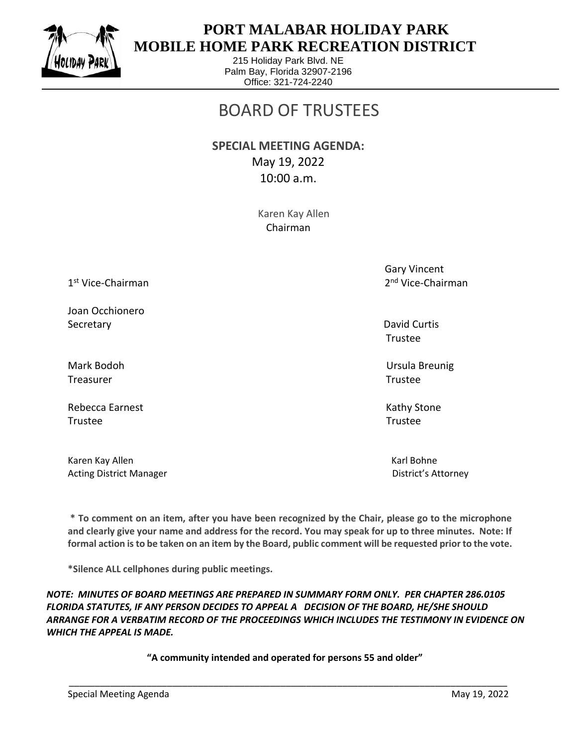# PORT MALABAR HOLIDAY PARK
# MOBILE HOME PARK RECREATION DISTRICT

215 Holiday Park Blvd. NE
Palm Bay, Florida 32907-2196
Office: 321-724-2240

## BOARD OF TRUSTEES

**SPECIAL MEETING AGENDA:**

May 19, 2022

10:00 a.m.

Karen Kay Allen
Chairman

1st Vice-Chairman

Gary Vincent
2nd Vice-Chairman

Joan Occhionero
Secretary

David Curtis
Trustee

Mark Bodoh
Treasurer

Ursula Breunig
Trustee

Rebecca Earnest
Trustee

Kathy Stone
Trustee

Karen Kay Allen
Acting District Manager

Karl Bohne
District's Attorney

**\* To comment on an item, after you have been recognized by the Chair, please go to the microphone and clearly give your name and address for the record. You may speak for up to three minutes. Note: If formal action is to be taken on an item by the Board, public comment will be requested prior to the vote.**

**\*Silence ALL cellphones during public meetings.**

***NOTE: MINUTES OF BOARD MEETINGS ARE PREPARED IN SUMMARY FORM ONLY. PER CHAPTER 286.0105 FLORIDA STATUTES, IF ANY PERSON DECIDES TO APPEAL A DECISION OF THE BOARD, HE/SHE SHOULD ARRANGE FOR A VERBATIM RECORD OF THE PROCEEDINGS WHICH INCLUDES THE TESTIMONY IN EVIDENCE ON WHICH THE APPEAL IS MADE.***

**"A community intended and operated for persons 55 and older"**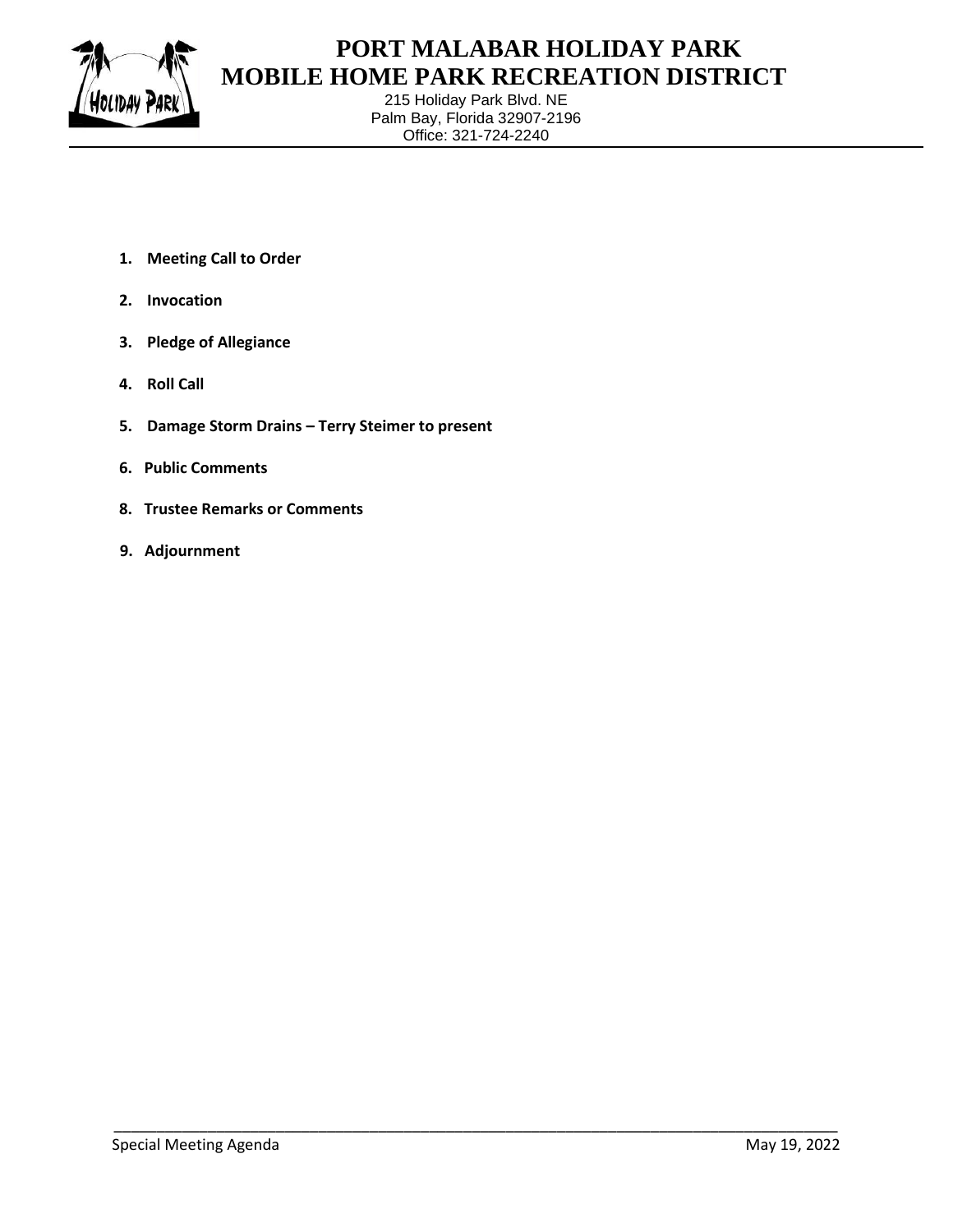# PORT MALABAR HOLIDAY PARK
# MOBILE HOME PARK RECREATION DISTRICT

215 Holiday Park Blvd. NE
Palm Bay, Florida 32907-2196
Office: 321-724-2240

1. **Meeting Call to Order**

2. **Invocation**

3. **Pledge of Allegiance**

4. **Roll Call**

5. **Damage Storm Drains – Terry Steimer to present**

6. **Public Comments**

8. **Trustee Remarks or Comments**

9. **Adjournment**

Special Meeting Agenda May 19, 2022